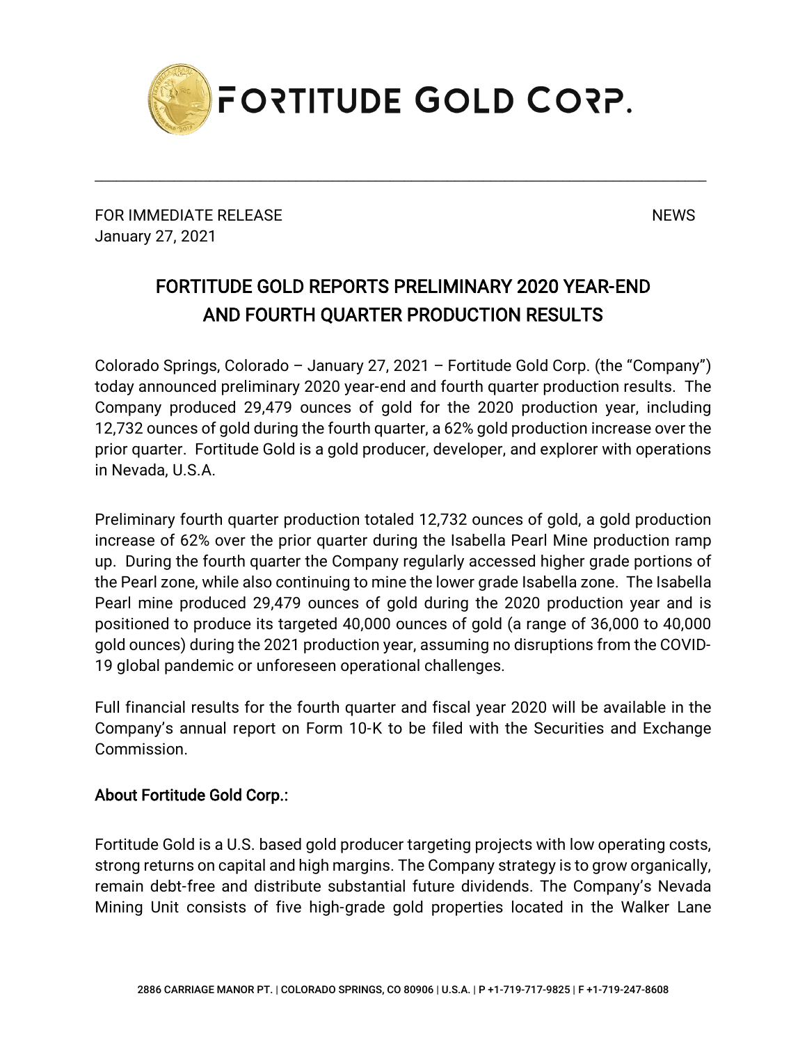FORTITUDE GOLD CORP.

FOR IMMEDIATE RELEASE NEWS
January 27, 2021

# FORTITUDE GOLD REPORTS PRELIMINARY 2020 YEAR-END AND FOURTH QUARTER PRODUCTION RESULTS

Colorado Springs, Colorado – January 27, 2021 – Fortitude Gold Corp. (the "Company") today announced preliminary 2020 year-end and fourth quarter production results. The Company produced 29,479 ounces of gold for the 2020 production year, including 12,732 ounces of gold during the fourth quarter, a 62% gold production increase over the prior quarter. Fortitude Gold is a gold producer, developer, and explorer with operations in Nevada, U.S.A.

Preliminary fourth quarter production totaled 12,732 ounces of gold, a gold production increase of 62% over the prior quarter during the Isabella Pearl Mine production ramp up. During the fourth quarter the Company regularly accessed higher grade portions of the Pearl zone, while also continuing to mine the lower grade Isabella zone. The Isabella Pearl mine produced 29,479 ounces of gold during the 2020 production year and is positioned to produce its targeted 40,000 ounces of gold (a range of 36,000 to 40,000 gold ounces) during the 2021 production year, assuming no disruptions from the COVID-19 global pandemic or unforeseen operational challenges.

Full financial results for the fourth quarter and fiscal year 2020 will be available in the Company's annual report on Form 10-K to be filed with the Securities and Exchange Commission.

## About Fortitude Gold Corp.:

Fortitude Gold is a U.S. based gold producer targeting projects with low operating costs, strong returns on capital and high margins. The Company strategy is to grow organically, remain debt-free and distribute substantial future dividends. The Company's Nevada Mining Unit consists of five high-grade gold properties located in the Walker Lane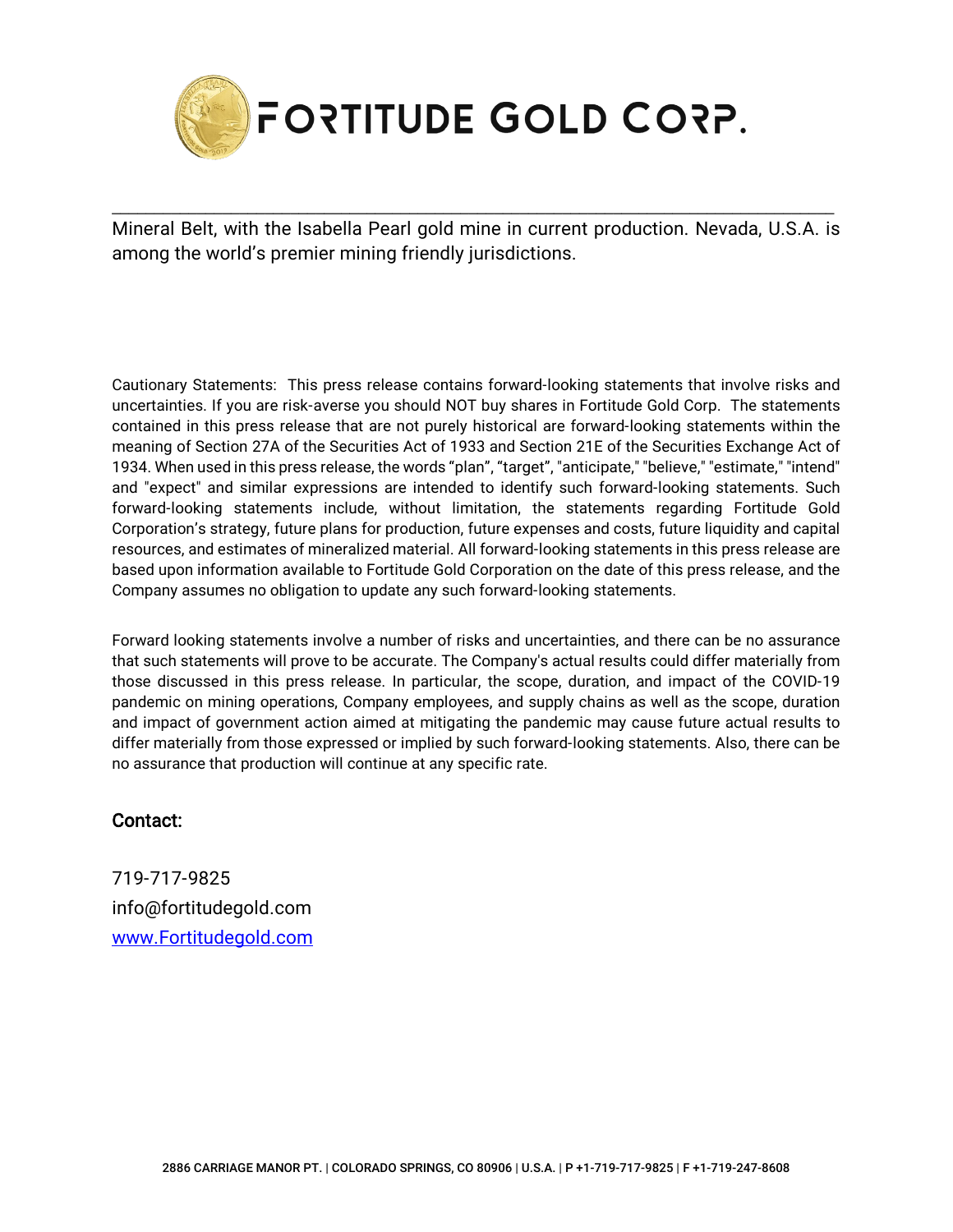Mineral Belt, with the Isabella Pearl gold mine in current production. Nevada, U.S.A. is among the world's premier mining friendly jurisdictions.

Cautionary Statements: This press release contains forward-looking statements that involve risks and uncertainties. If you are risk-averse you should NOT buy shares in Fortitude Gold Corp. The statements contained in this press release that are not purely historical are forward-looking statements within the meaning of Section 27A of the Securities Act of 1933 and Section 21E of the Securities Exchange Act of 1934. When used in this press release, the words "plan", "target", "anticipate," "believe," "estimate," "intend" and "expect" and similar expressions are intended to identify such forward-looking statements. Such forward-looking statements include, without limitation, the statements regarding Fortitude Gold Corporation's strategy, future plans for production, future expenses and costs, future liquidity and capital resources, and estimates of mineralized material. All forward-looking statements in this press release are based upon information available to Fortitude Gold Corporation on the date of this press release, and the Company assumes no obligation to update any such forward-looking statements.

Forward looking statements involve a number of risks and uncertainties, and there can be no assurance that such statements will prove to be accurate. The Company's actual results could differ materially from those discussed in this press release. In particular, the scope, duration, and impact of the COVID-19 pandemic on mining operations, Company employees, and supply chains as well as the scope, duration and impact of government action aimed at mitigating the pandemic may cause future actual results to differ materially from those expressed or implied by such forward-looking statements. Also, there can be no assurance that production will continue at any specific rate.

**Contact:**

719-717-9825
info@fortitudegold.com
www.Fortitudegold.com